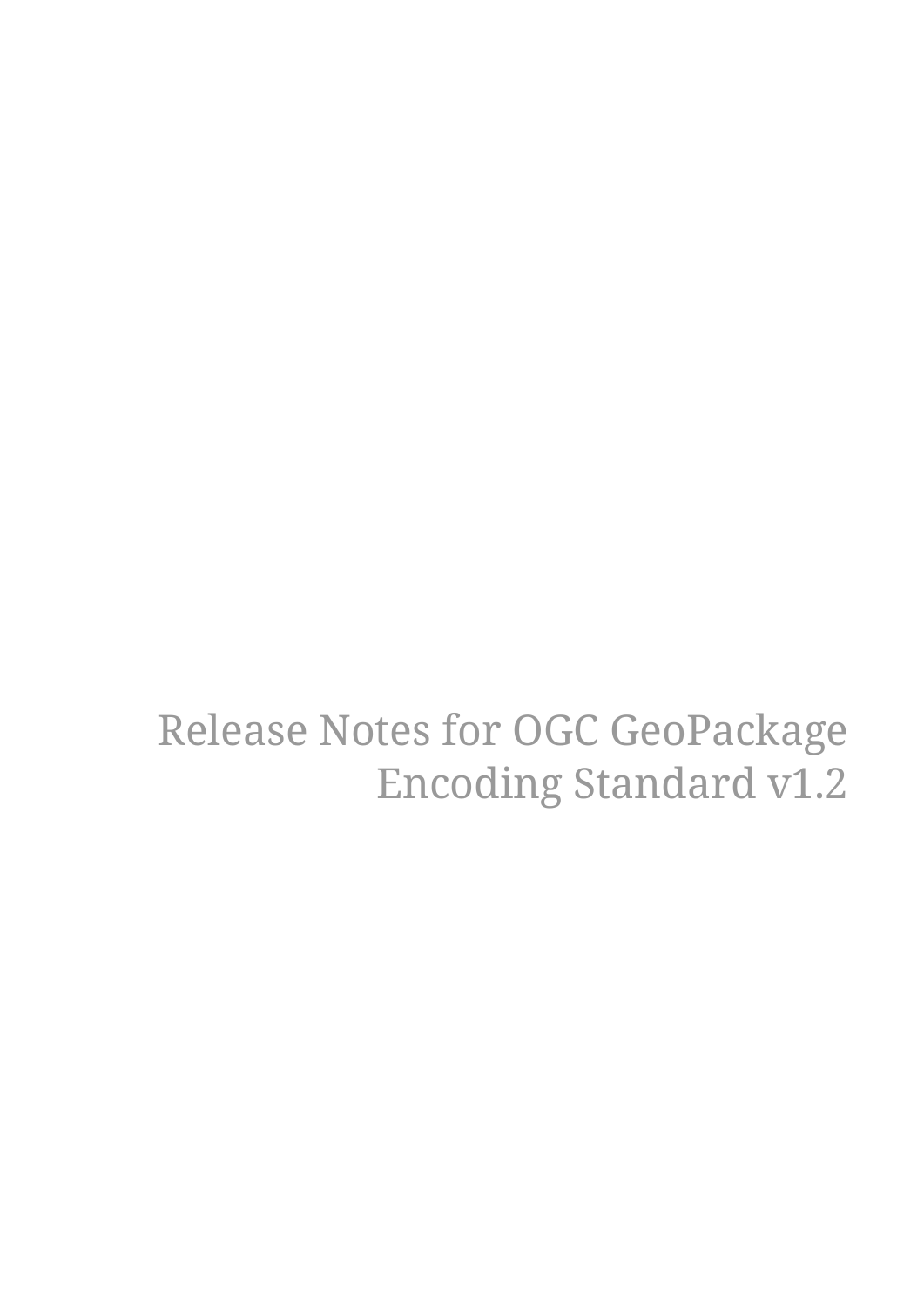# Release Notes for OGC GeoPackage Encoding Standard v1.2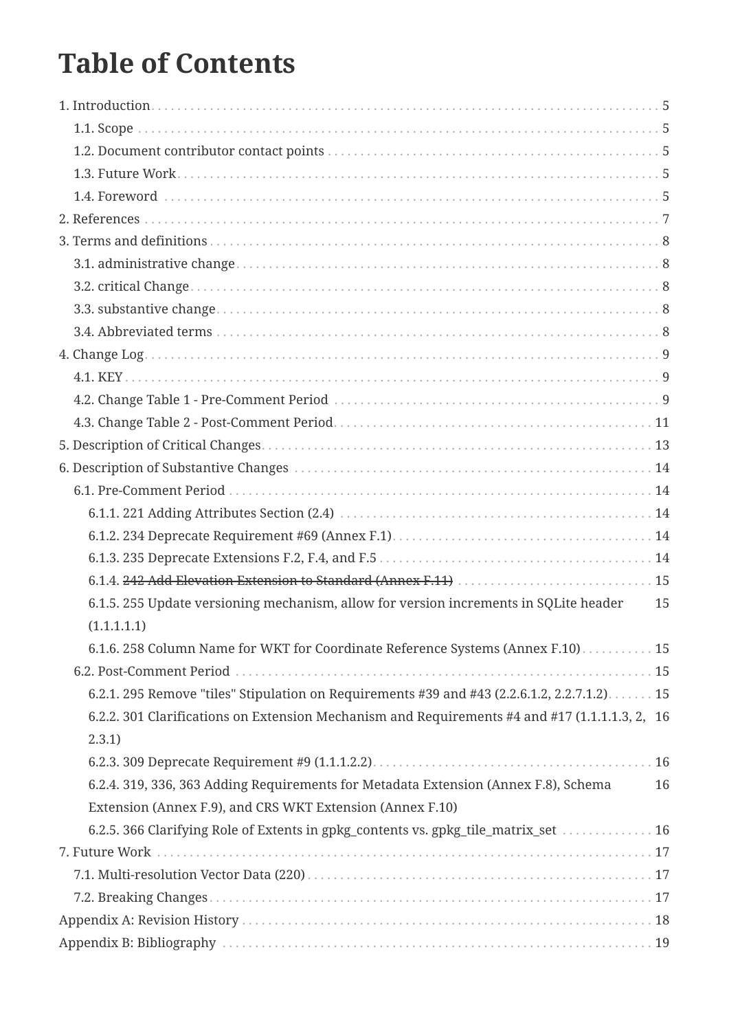# Table of Contents

- 1. Introduction ... 5
  - 1.1. Scope ... 5
  - 1.2. Document contributor contact points ... 5
  - 1.3. Future Work ... 5
  - 1.4. Foreword ... 5
- 2. References ... 7
- 3. Terms and definitions ... 8
  - 3.1. administrative change ... 8
  - 3.2. critical Change ... 8
  - 3.3. substantive change ... 8
  - 3.4. Abbreviated terms ... 8
- 4. Change Log ... 9
  - 4.1. KEY ... 9
  - 4.2. Change Table 1 - Pre-Comment Period ... 9
  - 4.3. Change Table 2 - Post-Comment Period ... 11
- 5. Description of Critical Changes ... 13
- 6. Description of Substantive Changes ... 14
  - 6.1. Pre-Comment Period ... 14
    - 6.1.1. 221 Adding Attributes Section (2.4) ... 14
    - 6.1.2. 234 Deprecate Requirement #69 (Annex F.1) ... 14
    - 6.1.3. 235 Deprecate Extensions F.2, F.4, and F.5 ... 14
    - 6.1.4. ~~242 Add Elevation Extension to Standard (Annex F.11)~~ ... 15
    - 6.1.5. 255 Update versioning mechanism, allow for version increments in SQLite header (1.1.1.1.1) ... 15
    - 6.1.6. 258 Column Name for WKT for Coordinate Reference Systems (Annex F.10) ... 15
  - 6.2. Post-Comment Period ... 15
    - 6.2.1. 295 Remove "tiles" Stipulation on Requirements #39 and #43 (2.2.6.1.2, 2.2.7.1.2) ... 15
    - 6.2.2. 301 Clarifications on Extension Mechanism and Requirements #4 and #17 (1.1.1.1.3, 2, 2.3.1) ... 16
    - 6.2.3. 309 Deprecate Requirement #9 (1.1.1.2.2) ... 16
    - 6.2.4. 319, 336, 363 Adding Requirements for Metadata Extension (Annex F.8), Schema Extension (Annex F.9), and CRS WKT Extension (Annex F.10) ... 16
    - 6.2.5. 366 Clarifying Role of Extents in gpkg_contents vs. gpkg_tile_matrix_set ... 16
- 7. Future Work ... 17
  - 7.1. Multi-resolution Vector Data (220) ... 17
  - 7.2. Breaking Changes ... 17
- Appendix A: Revision History ... 18
- Appendix B: Bibliography ... 19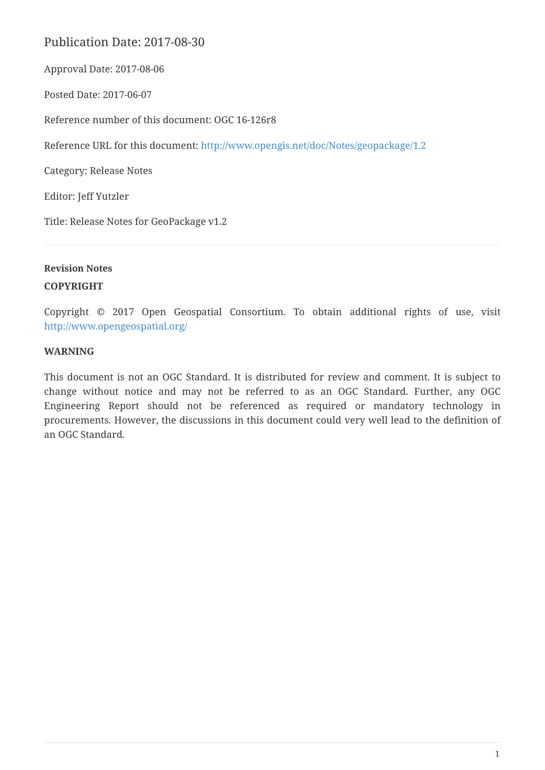Publication Date: 2017-08-30

Approval Date: 2017-08-06

Posted Date: 2017-06-07

Reference number of this document: OGC 16-126r8

Reference URL for this document: http://www.opengis.net/doc/Notes/geopackage/1.2

Category: Release Notes

Editor: Jeff Yutzler

Title: Release Notes for GeoPackage v1.2

---

**Revision Notes**

**COPYRIGHT**

Copyright © 2017 Open Geospatial Consortium. To obtain additional rights of use, visit http://www.opengeospatial.org/

**WARNING**

This document is not an OGC Standard. It is distributed for review and comment. It is subject to change without notice and may not be referred to as an OGC Standard. Further, any OGC Engineering Report should not be referenced as required or mandatory technology in procurements. However, the discussions in this document could very well lead to the definition of an OGC Standard.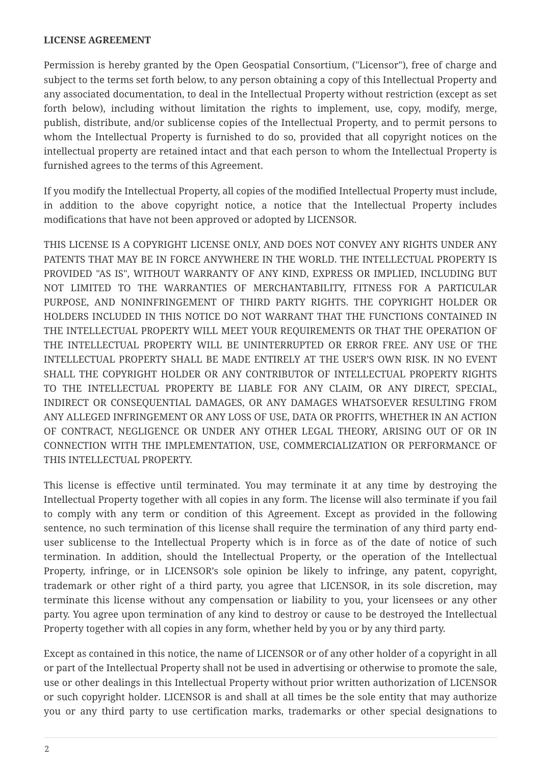**LICENSE AGREEMENT**

Permission is hereby granted by the Open Geospatial Consortium, ("Licensor"), free of charge and subject to the terms set forth below, to any person obtaining a copy of this Intellectual Property and any associated documentation, to deal in the Intellectual Property without restriction (except as set forth below), including without limitation the rights to implement, use, copy, modify, merge, publish, distribute, and/or sublicense copies of the Intellectual Property, and to permit persons to whom the Intellectual Property is furnished to do so, provided that all copyright notices on the intellectual property are retained intact and that each person to whom the Intellectual Property is furnished agrees to the terms of this Agreement.

If you modify the Intellectual Property, all copies of the modified Intellectual Property must include, in addition to the above copyright notice, a notice that the Intellectual Property includes modifications that have not been approved or adopted by LICENSOR.

THIS LICENSE IS A COPYRIGHT LICENSE ONLY, AND DOES NOT CONVEY ANY RIGHTS UNDER ANY PATENTS THAT MAY BE IN FORCE ANYWHERE IN THE WORLD. THE INTELLECTUAL PROPERTY IS PROVIDED "AS IS", WITHOUT WARRANTY OF ANY KIND, EXPRESS OR IMPLIED, INCLUDING BUT NOT LIMITED TO THE WARRANTIES OF MERCHANTABILITY, FITNESS FOR A PARTICULAR PURPOSE, AND NONINFRINGEMENT OF THIRD PARTY RIGHTS. THE COPYRIGHT HOLDER OR HOLDERS INCLUDED IN THIS NOTICE DO NOT WARRANT THAT THE FUNCTIONS CONTAINED IN THE INTELLECTUAL PROPERTY WILL MEET YOUR REQUIREMENTS OR THAT THE OPERATION OF THE INTELLECTUAL PROPERTY WILL BE UNINTERRUPTED OR ERROR FREE. ANY USE OF THE INTELLECTUAL PROPERTY SHALL BE MADE ENTIRELY AT THE USER'S OWN RISK. IN NO EVENT SHALL THE COPYRIGHT HOLDER OR ANY CONTRIBUTOR OF INTELLECTUAL PROPERTY RIGHTS TO THE INTELLECTUAL PROPERTY BE LIABLE FOR ANY CLAIM, OR ANY DIRECT, SPECIAL, INDIRECT OR CONSEQUENTIAL DAMAGES, OR ANY DAMAGES WHATSOEVER RESULTING FROM ANY ALLEGED INFRINGEMENT OR ANY LOSS OF USE, DATA OR PROFITS, WHETHER IN AN ACTION OF CONTRACT, NEGLIGENCE OR UNDER ANY OTHER LEGAL THEORY, ARISING OUT OF OR IN CONNECTION WITH THE IMPLEMENTATION, USE, COMMERCIALIZATION OR PERFORMANCE OF THIS INTELLECTUAL PROPERTY.

This license is effective until terminated. You may terminate it at any time by destroying the Intellectual Property together with all copies in any form. The license will also terminate if you fail to comply with any term or condition of this Agreement. Except as provided in the following sentence, no such termination of this license shall require the termination of any third party end-user sublicense to the Intellectual Property which is in force as of the date of notice of such termination. In addition, should the Intellectual Property, or the operation of the Intellectual Property, infringe, or in LICENSOR's sole opinion be likely to infringe, any patent, copyright, trademark or other right of a third party, you agree that LICENSOR, in its sole discretion, may terminate this license without any compensation or liability to you, your licensees or any other party. You agree upon termination of any kind to destroy or cause to be destroyed the Intellectual Property together with all copies in any form, whether held by you or by any third party.

Except as contained in this notice, the name of LICENSOR or of any other holder of a copyright in all or part of the Intellectual Property shall not be used in advertising or otherwise to promote the sale, use or other dealings in this Intellectual Property without prior written authorization of LICENSOR or such copyright holder. LICENSOR is and shall at all times be the sole entity that may authorize you or any third party to use certification marks, trademarks or other special designations to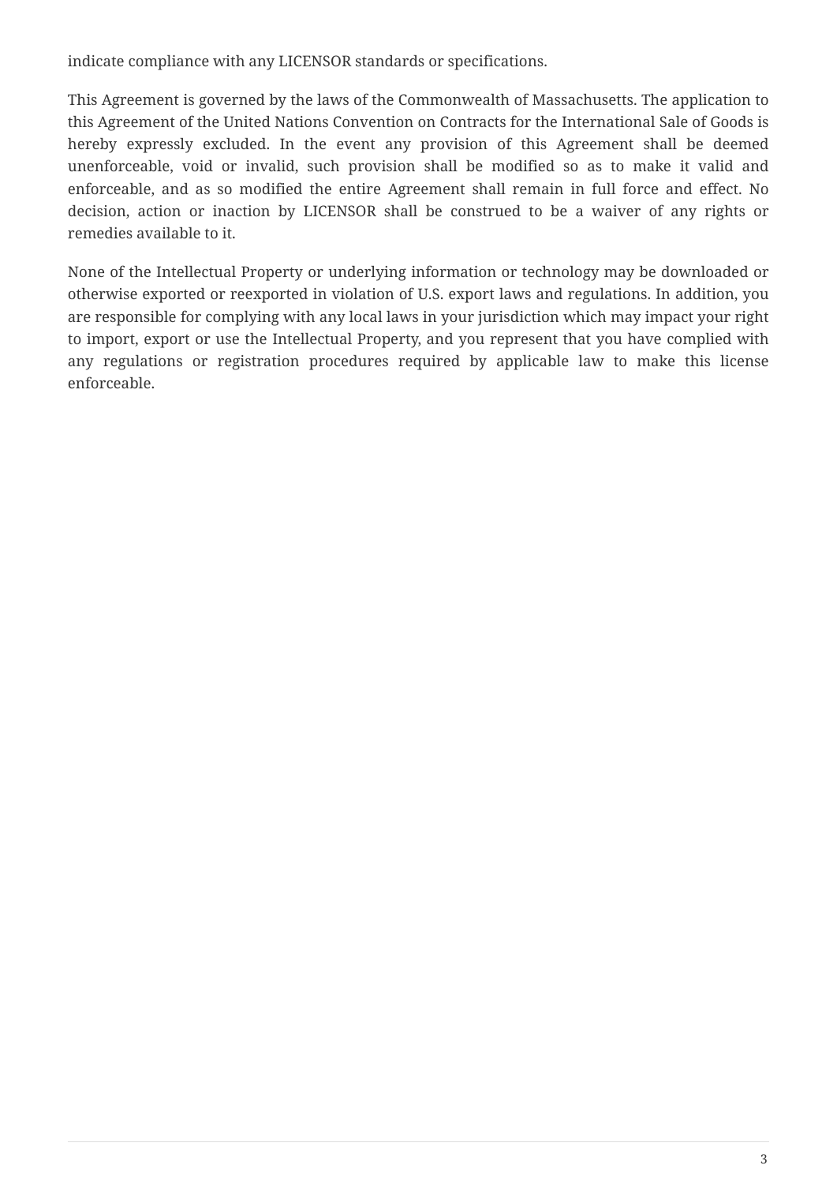indicate compliance with any LICENSOR standards or specifications.

This Agreement is governed by the laws of the Commonwealth of Massachusetts. The application to this Agreement of the United Nations Convention on Contracts for the International Sale of Goods is hereby expressly excluded. In the event any provision of this Agreement shall be deemed unenforceable, void or invalid, such provision shall be modified so as to make it valid and enforceable, and as so modified the entire Agreement shall remain in full force and effect. No decision, action or inaction by LICENSOR shall be construed to be a waiver of any rights or remedies available to it.

None of the Intellectual Property or underlying information or technology may be downloaded or otherwise exported or reexported in violation of U.S. export laws and regulations. In addition, you are responsible for complying with any local laws in your jurisdiction which may impact your right to import, export or use the Intellectual Property, and you represent that you have complied with any regulations or registration procedures required by applicable law to make this license enforceable.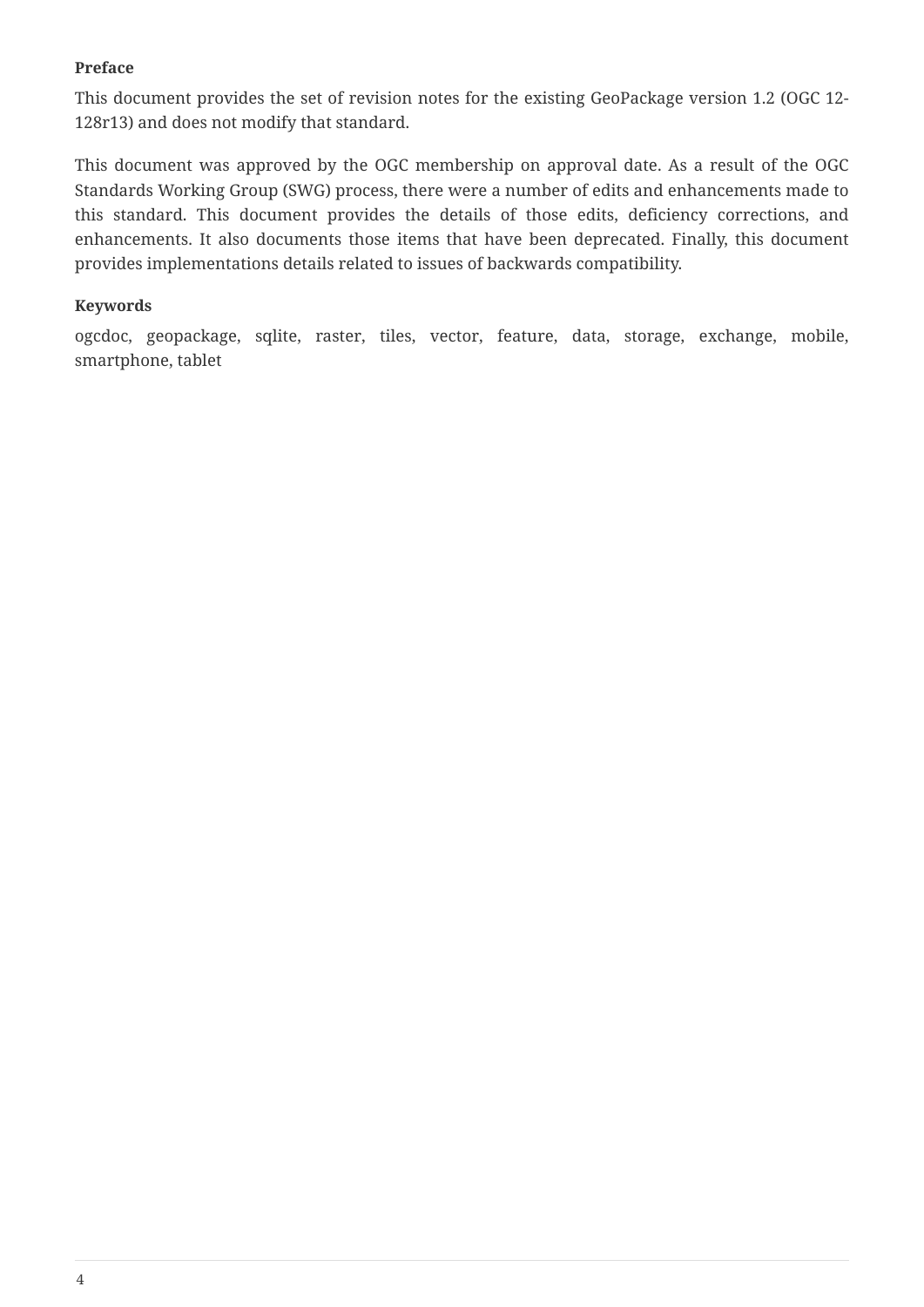**Preface**

This document provides the set of revision notes for the existing GeoPackage version 1.2 (OGC 12-128r13) and does not modify that standard.

This document was approved by the OGC membership on approval date. As a result of the OGC Standards Working Group (SWG) process, there were a number of edits and enhancements made to this standard. This document provides the details of those edits, deficiency corrections, and enhancements. It also documents those items that have been deprecated. Finally, this document provides implementations details related to issues of backwards compatibility.

**Keywords**

ogcdoc, geopackage, sqlite, raster, tiles, vector, feature, data, storage, exchange, mobile, smartphone, tablet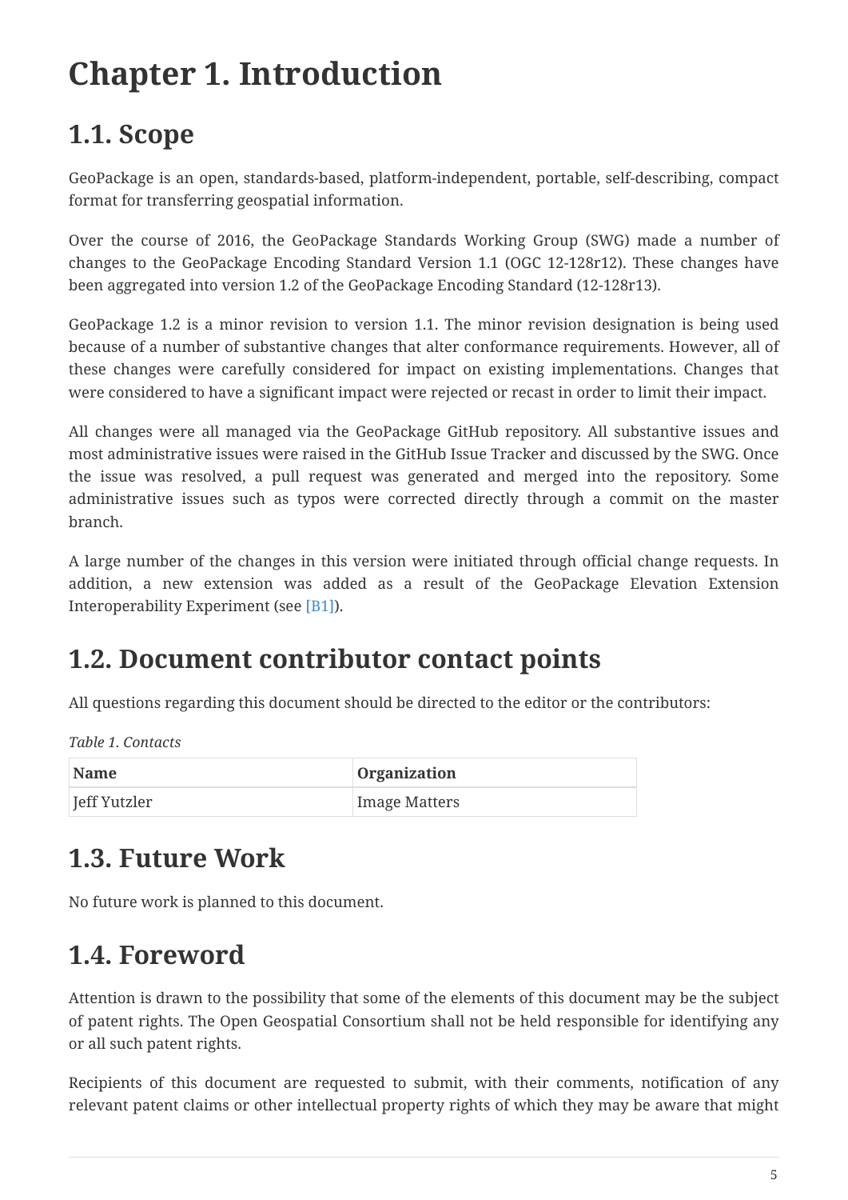# Chapter 1. Introduction

## 1.1. Scope

GeoPackage is an open, standards-based, platform-independent, portable, self-describing, compact format for transferring geospatial information.

Over the course of 2016, the GeoPackage Standards Working Group (SWG) made a number of changes to the GeoPackage Encoding Standard Version 1.1 (OGC 12-128r12). These changes have been aggregated into version 1.2 of the GeoPackage Encoding Standard (12-128r13).

GeoPackage 1.2 is a minor revision to version 1.1. The minor revision designation is being used because of a number of substantive changes that alter conformance requirements. However, all of these changes were carefully considered for impact on existing implementations. Changes that were considered to have a significant impact were rejected or recast in order to limit their impact.

All changes were all managed via the GeoPackage GitHub repository. All substantive issues and most administrative issues were raised in the GitHub Issue Tracker and discussed by the SWG. Once the issue was resolved, a pull request was generated and merged into the repository. Some administrative issues such as typos were corrected directly through a commit on the master branch.

A large number of the changes in this version were initiated through official change requests. In addition, a new extension was added as a result of the GeoPackage Elevation Extension Interoperability Experiment (see [B1]).

## 1.2. Document contributor contact points

All questions regarding this document should be directed to the editor or the contributors:

*Table 1. Contacts*

| Name | Organization |
| --- | --- |
| Jeff Yutzler | Image Matters |

## 1.3. Future Work

No future work is planned to this document.

## 1.4. Foreword

Attention is drawn to the possibility that some of the elements of this document may be the subject of patent rights. The Open Geospatial Consortium shall not be held responsible for identifying any or all such patent rights.

Recipients of this document are requested to submit, with their comments, notification of any relevant patent claims or other intellectual property rights of which they may be aware that might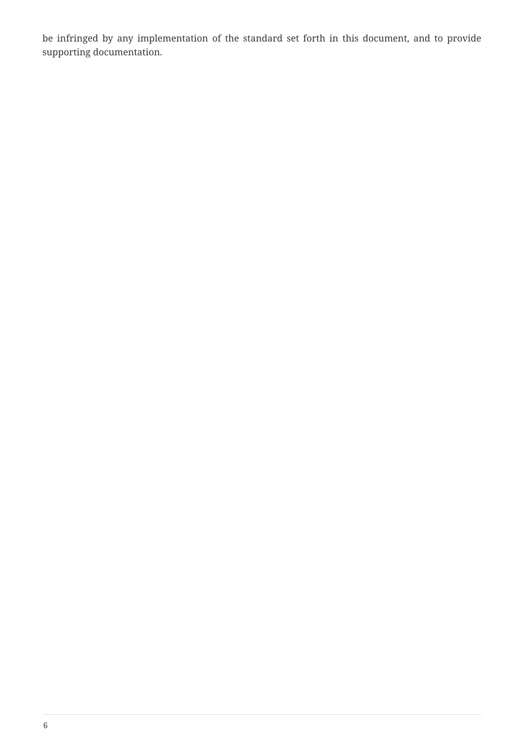be infringed by any implementation of the standard set forth in this document, and to provide supporting documentation.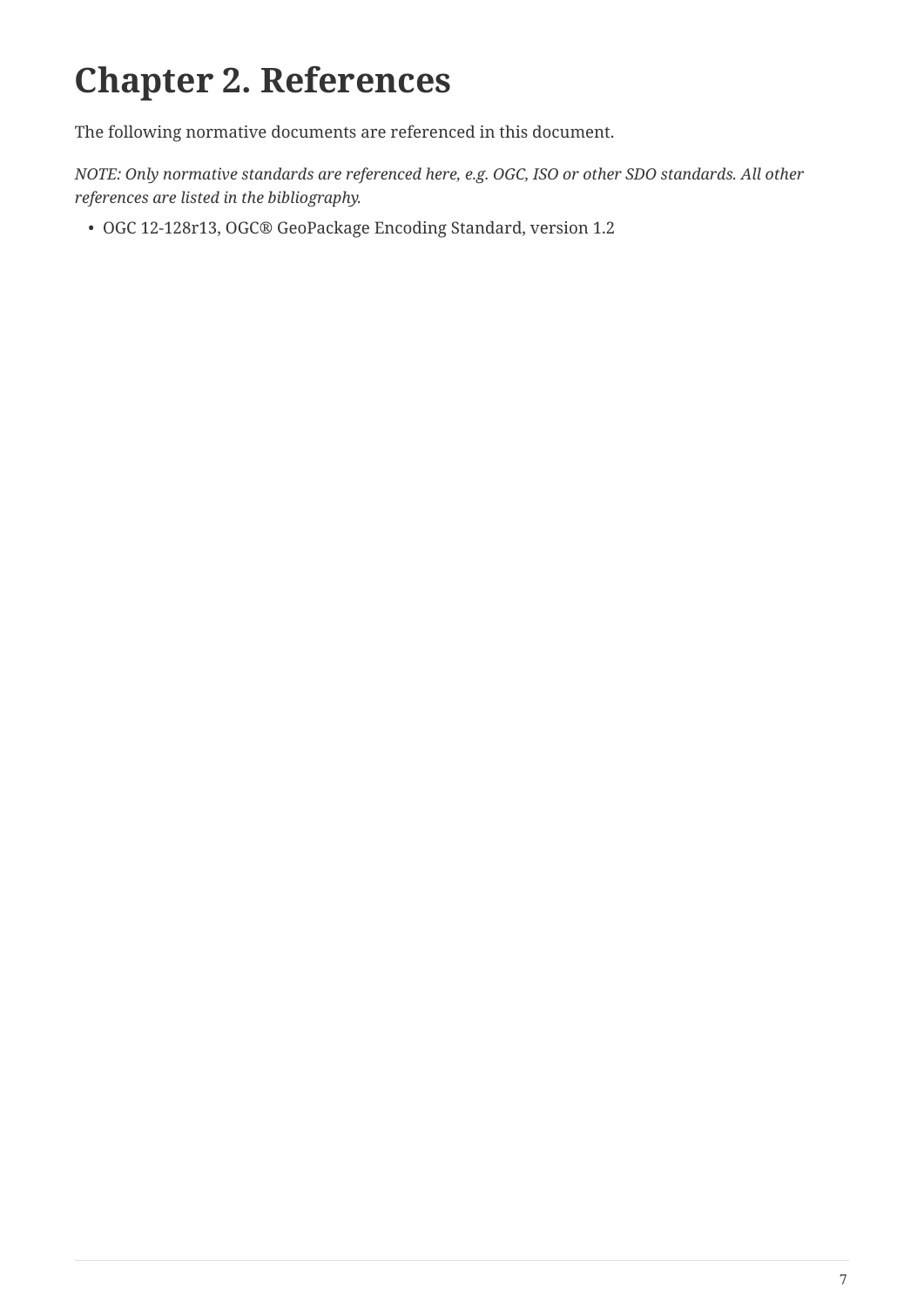# Chapter 2. References

The following normative documents are referenced in this document.

*NOTE: Only normative standards are referenced here, e.g. OGC, ISO or other SDO standards. All other references are listed in the bibliography.*

- OGC 12-128r13, OGC® GeoPackage Encoding Standard, version 1.2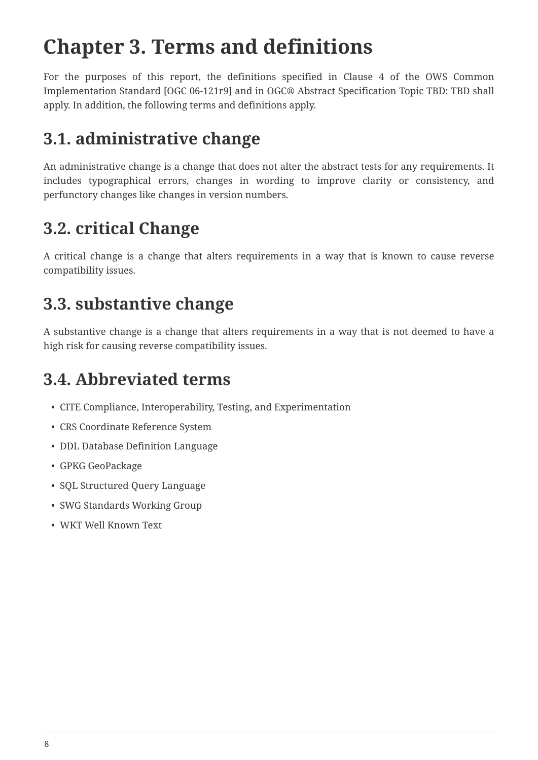# Chapter 3. Terms and definitions

For the purposes of this report, the definitions specified in Clause 4 of the OWS Common Implementation Standard [OGC 06-121r9] and in OGC® Abstract Specification Topic TBD: TBD shall apply. In addition, the following terms and definitions apply.

## 3.1. administrative change

An administrative change is a change that does not alter the abstract tests for any requirements. It includes typographical errors, changes in wording to improve clarity or consistency, and perfunctory changes like changes in version numbers.

## 3.2. critical Change

A critical change is a change that alters requirements in a way that is known to cause reverse compatibility issues.

## 3.3. substantive change

A substantive change is a change that alters requirements in a way that is not deemed to have a high risk for causing reverse compatibility issues.

## 3.4. Abbreviated terms

- CITE Compliance, Interoperability, Testing, and Experimentation
- CRS Coordinate Reference System
- DDL Database Definition Language
- GPKG GeoPackage
- SQL Structured Query Language
- SWG Standards Working Group
- WKT Well Known Text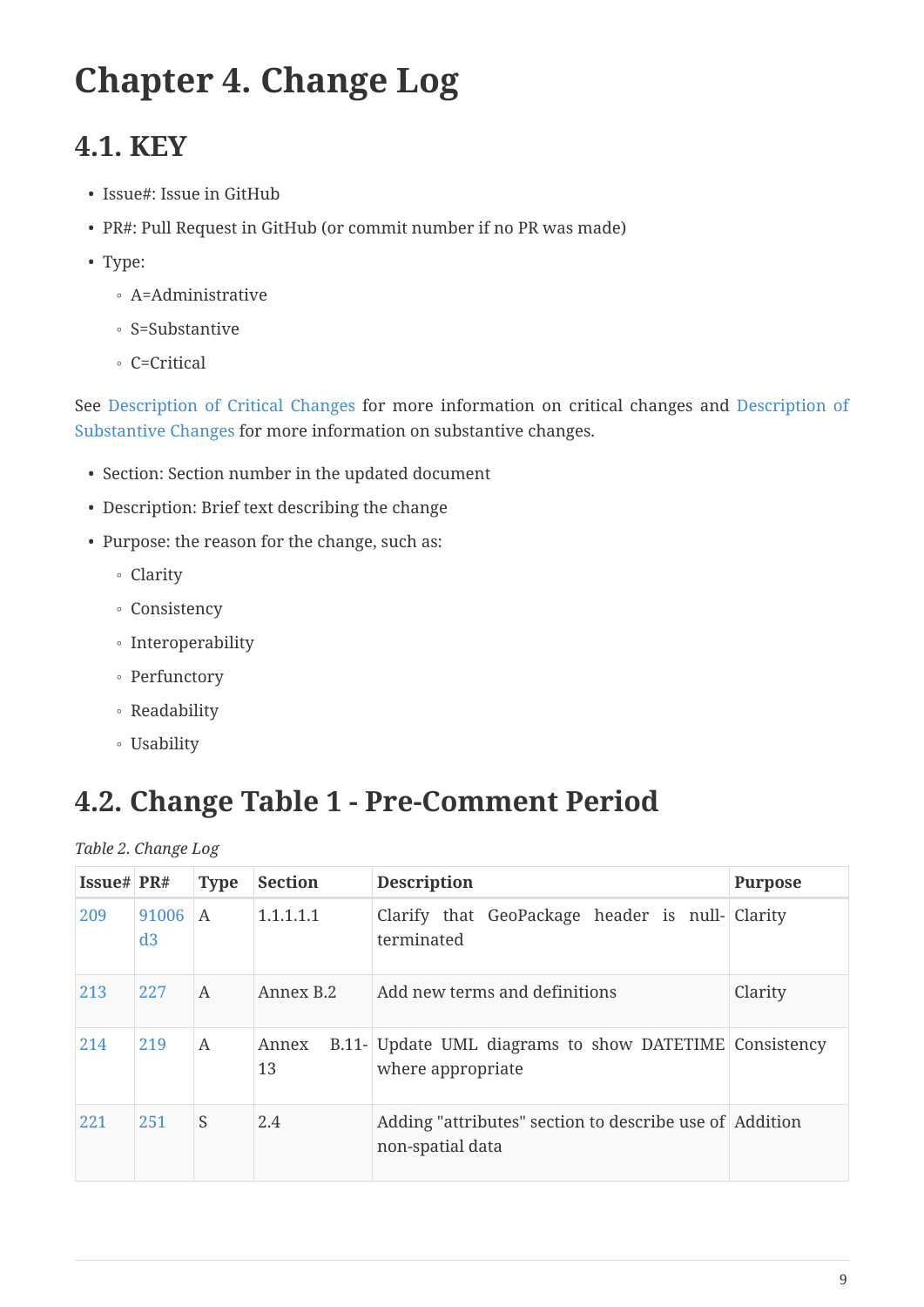# Chapter 4. Change Log

## 4.1. KEY

- Issue#: Issue in GitHub
- PR#: Pull Request in GitHub (or commit number if no PR was made)
- Type:
  - A=Administrative
  - S=Substantive
  - C=Critical

See Description of Critical Changes for more information on critical changes and Description of Substantive Changes for more information on substantive changes.

- Section: Section number in the updated document
- Description: Brief text describing the change
- Purpose: the reason for the change, such as:
  - Clarity
  - Consistency
  - Interoperability
  - Perfunctory
  - Readability
  - Usability

## 4.2. Change Table 1 - Pre-Comment Period

*Table 2. Change Log*

| Issue# | PR# | Type | Section | Description | Purpose |
| --- | --- | --- | --- | --- | --- |
| 209 | 91006d3 | A | 1.1.1.1.1 | Clarify that GeoPackage header is null-terminated | Clarity |
| 213 | 227 | A | Annex B.2 | Add new terms and definitions | Clarity |
| 214 | 219 | A | Annex B.11-13 | Update UML diagrams to show DATETIME where appropriate | Consistency |
| 221 | 251 | S | 2.4 | Adding "attributes" section to describe use of non-spatial data | Addition |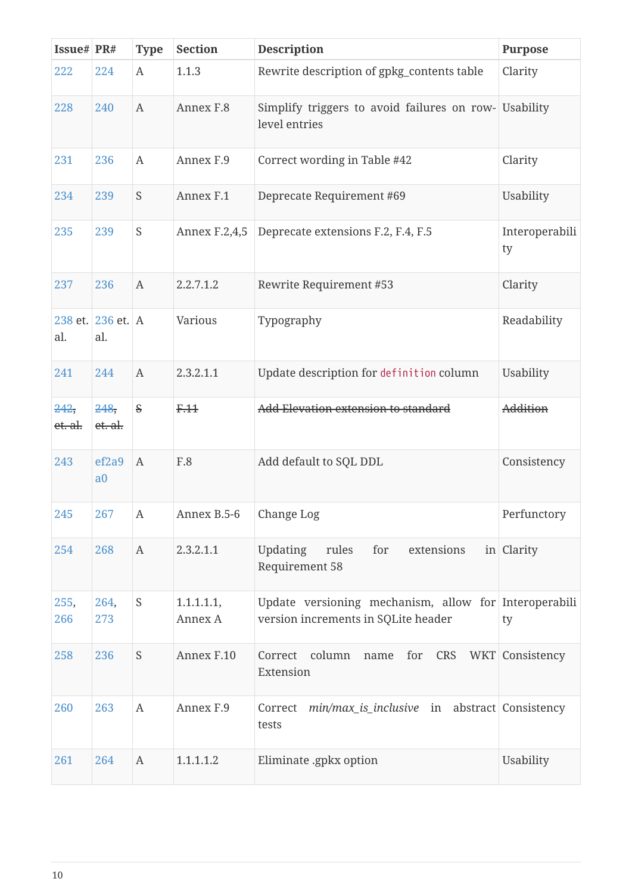| Issue# | PR# | Type | Section | Description | Purpose |
|---|---|---|---|---|---|
| 222 | 224 | A | 1.1.3 | Rewrite description of gpkg_contents table | Clarity |
| 228 | 240 | A | Annex F.8 | Simplify triggers to avoid failures on row-level entries | Usability |
| 231 | 236 | A | Annex F.9 | Correct wording in Table #42 | Clarity |
| 234 | 239 | S | Annex F.1 | Deprecate Requirement #69 | Usability |
| 235 | 239 | S | Annex F.2,4,5 | Deprecate extensions F.2, F.4, F.5 | Interoperability |
| 237 | 236 | A | 2.2.7.1.2 | Rewrite Requirement #53 | Clarity |
| 238 et. al. | 236 et. al. | A | Various | Typography | Readability |
| 241 | 244 | A | 2.3.2.1.1 | Update description for `definition` column | Usability |
| ~~242, et. al.~~ | ~~248, et. al.~~ | ~~S~~ | ~~F.11~~ | ~~Add Elevation extension to standard~~ | ~~Addition~~ |
| 243 | ef2a9a0 | A | F.8 | Add default to SQL DDL | Consistency |
| 245 | 267 | A | Annex B.5-6 | Change Log | Perfunctory |
| 254 | 268 | A | 2.3.2.1.1 | Updating rules for extensions in Requirement 58 | Clarity |
| 255, 266 | 264, 273 | S | 1.1.1.1.1, Annex A | Update versioning mechanism, allow for version increments in SQLite header | Interoperability |
| 258 | 236 | S | Annex F.10 | Correct column name for CRS WKT Extension | Consistency |
| 260 | 263 | A | Annex F.9 | Correct *min/max_is_inclusive* in abstract tests | Consistency |
| 261 | 264 | A | 1.1.1.1.2 | Eliminate .gpkx option | Usability |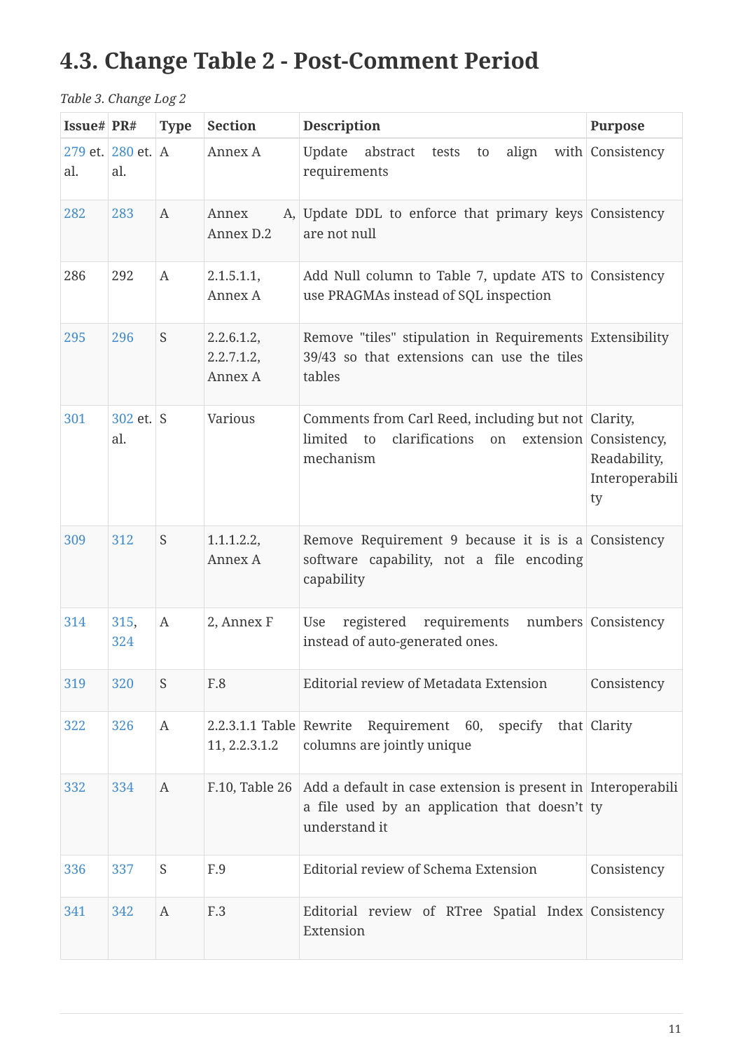## 4.3. Change Table 2 - Post-Comment Period

*Table 3. Change Log 2*

| Issue# | PR# | Type | Section | Description | Purpose |
|---|---|---|---|---|---|
| 279 et. al. | 280 et. al. | A | Annex A | Update abstract tests to align with requirements | Consistency |
| 282 | 283 | A | Annex A, Annex D.2 | Update DDL to enforce that primary keys are not null | Consistency |
| 286 | 292 | A | 2.1.5.1.1, Annex A | Add Null column to Table 7, update ATS to use PRAGMAs instead of SQL inspection | Consistency |
| 295 | 296 | S | 2.2.6.1.2, 2.2.7.1.2, Annex A | Remove "tiles" stipulation in Requirements 39/43 so that extensions can use the tiles tables | Extensibility |
| 301 | 302 et. al. | S | Various | Comments from Carl Reed, including but not limited to clarifications on extension mechanism | Clarity, Consistency, Readability, Interoperability |
| 309 | 312 | S | 1.1.1.2.2, Annex A | Remove Requirement 9 because it is is a software capability, not a file encoding capability | Consistency |
| 314 | 315, 324 | A | 2, Annex F | Use registered requirements numbers instead of auto-generated ones. | Consistency |
| 319 | 320 | S | F.8 | Editorial review of Metadata Extension | Consistency |
| 322 | 326 | A | 2.2.3.1.1 Table 11, 2.2.3.1.2 | Rewrite Requirement 60, specify that columns are jointly unique | Clarity |
| 332 | 334 | A | F.10, Table 26 | Add a default in case extension is present in a file used by an application that doesn't understand it | Interoperability |
| 336 | 337 | S | F.9 | Editorial review of Schema Extension | Consistency |
| 341 | 342 | A | F.3 | Editorial review of RTree Spatial Index Extension | Consistency |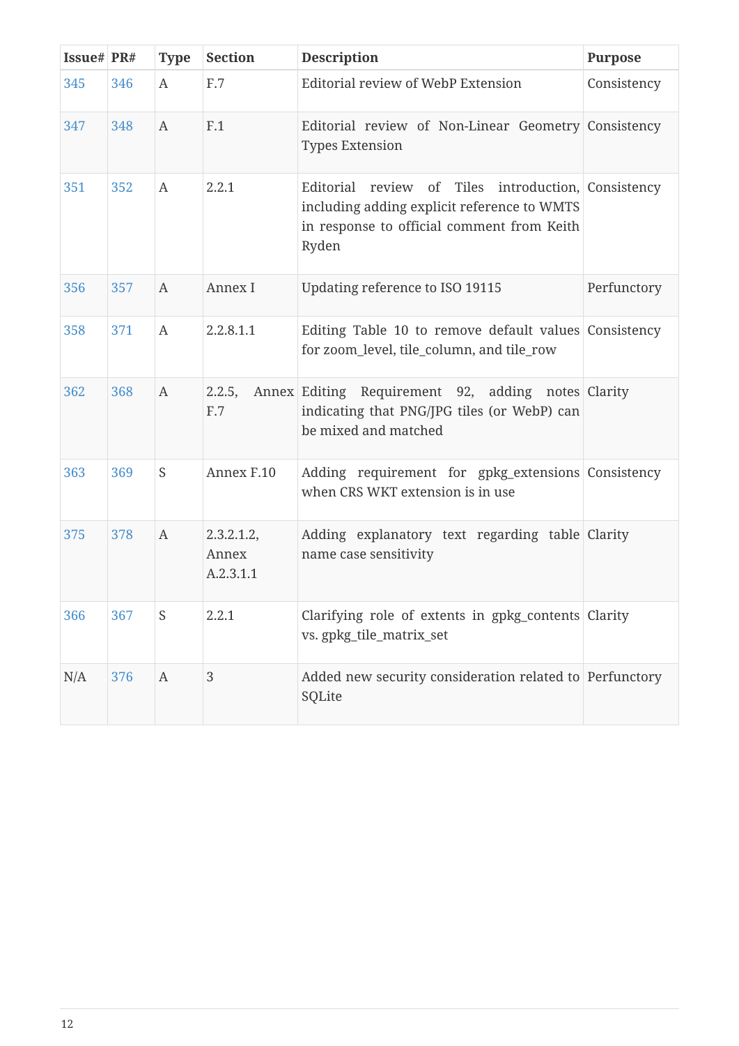| Issue# | PR# | Type | Section | Description | Purpose |
| --- | --- | --- | --- | --- | --- |
| 345 | 346 | A | F.7 | Editorial review of WebP Extension | Consistency |
| 347 | 348 | A | F.1 | Editorial review of Non-Linear Geometry Types Extension | Consistency |
| 351 | 352 | A | 2.2.1 | Editorial review of Tiles introduction, including adding explicit reference to WMTS in response to official comment from Keith Ryden | Consistency |
| 356 | 357 | A | Annex I | Updating reference to ISO 19115 | Perfunctory |
| 358 | 371 | A | 2.2.8.1.1 | Editing Table 10 to remove default values for zoom_level, tile_column, and tile_row | Consistency |
| 362 | 368 | A | 2.2.5, Annex F.7 | Editing Requirement 92, adding notes indicating that PNG/JPG tiles (or WebP) can be mixed and matched | Clarity |
| 363 | 369 | S | Annex F.10 | Adding requirement for gpkg_extensions when CRS WKT extension is in use | Consistency |
| 375 | 378 | A | 2.3.2.1.2, Annex A.2.3.1.1 | Adding explanatory text regarding table name case sensitivity | Clarity |
| 366 | 367 | S | 2.2.1 | Clarifying role of extents in gpkg_contents vs. gpkg_tile_matrix_set | Clarity |
| N/A | 376 | A | 3 | Added new security consideration related to SQLite | Perfunctory |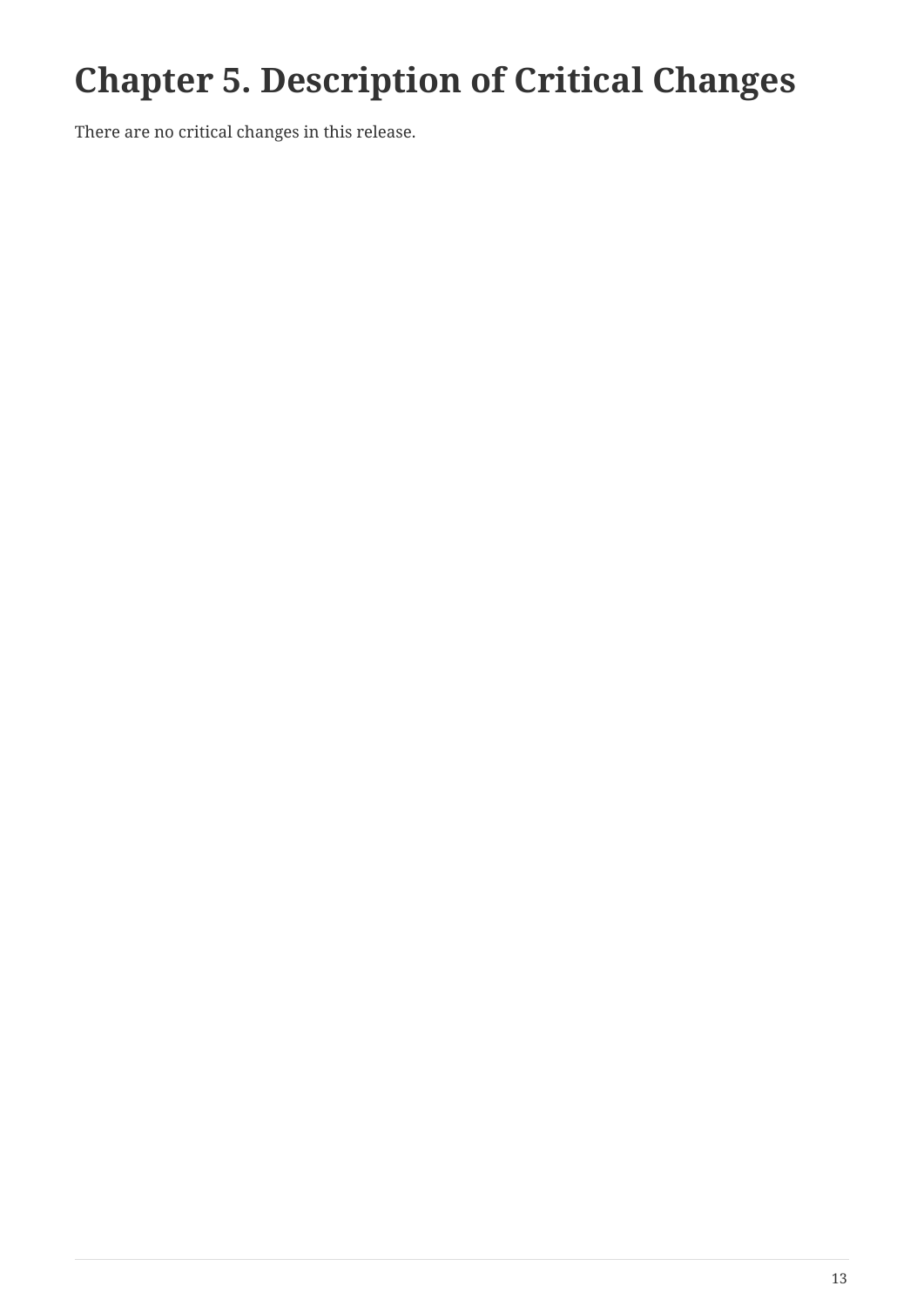# Chapter 5. Description of Critical Changes

There are no critical changes in this release.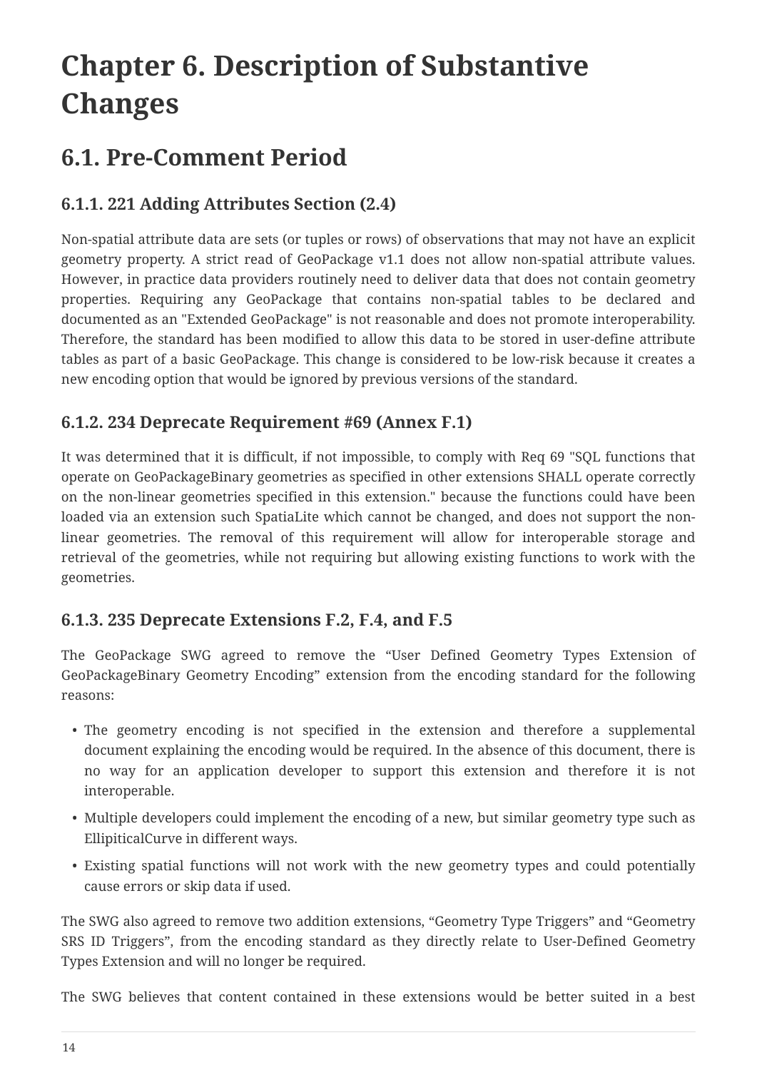# Chapter 6. Description of Substantive Changes

## 6.1. Pre-Comment Period

### 6.1.1. 221 Adding Attributes Section (2.4)

Non-spatial attribute data are sets (or tuples or rows) of observations that may not have an explicit geometry property. A strict read of GeoPackage v1.1 does not allow non-spatial attribute values. However, in practice data providers routinely need to deliver data that does not contain geometry properties. Requiring any GeoPackage that contains non-spatial tables to be declared and documented as an "Extended GeoPackage" is not reasonable and does not promote interoperability. Therefore, the standard has been modified to allow this data to be stored in user-define attribute tables as part of a basic GeoPackage. This change is considered to be low-risk because it creates a new encoding option that would be ignored by previous versions of the standard.

### 6.1.2. 234 Deprecate Requirement #69 (Annex F.1)

It was determined that it is difficult, if not impossible, to comply with Req 69 "SQL functions that operate on GeoPackageBinary geometries as specified in other extensions SHALL operate correctly on the non-linear geometries specified in this extension." because the functions could have been loaded via an extension such SpatiaLite which cannot be changed, and does not support the non-linear geometries. The removal of this requirement will allow for interoperable storage and retrieval of the geometries, while not requiring but allowing existing functions to work with the geometries.

### 6.1.3. 235 Deprecate Extensions F.2, F.4, and F.5

The GeoPackage SWG agreed to remove the “User Defined Geometry Types Extension of GeoPackageBinary Geometry Encoding” extension from the encoding standard for the following reasons:

- The geometry encoding is not specified in the extension and therefore a supplemental document explaining the encoding would be required. In the absence of this document, there is no way for an application developer to support this extension and therefore it is not interoperable.
- Multiple developers could implement the encoding of a new, but similar geometry type such as EllipiticalCurve in different ways.
- Existing spatial functions will not work with the new geometry types and could potentially cause errors or skip data if used.

The SWG also agreed to remove two addition extensions, “Geometry Type Triggers” and “Geometry SRS ID Triggers”, from the encoding standard as they directly relate to User-Defined Geometry Types Extension and will no longer be required.

The SWG believes that content contained in these extensions would be better suited in a best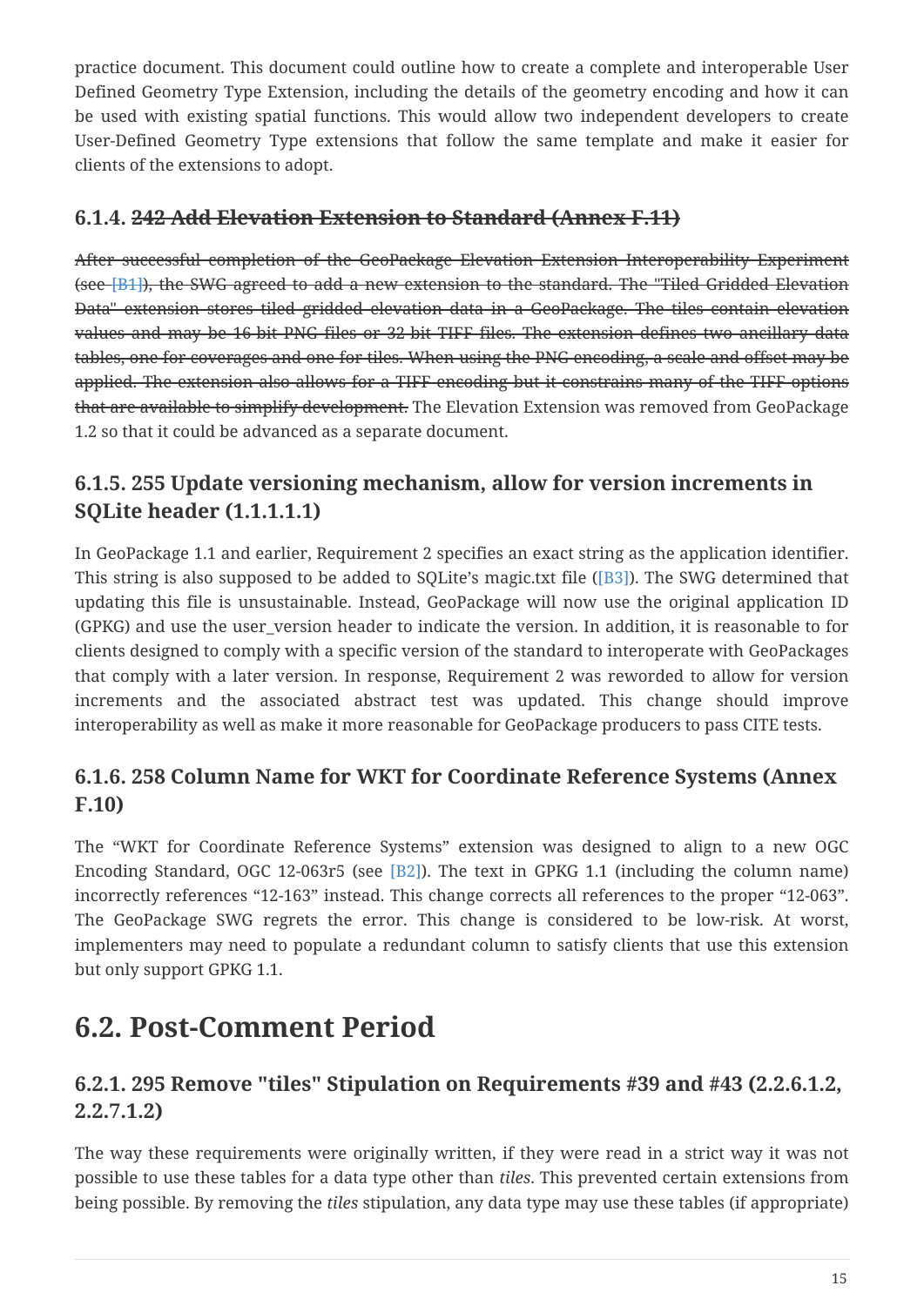practice document. This document could outline how to create a complete and interoperable User Defined Geometry Type Extension, including the details of the geometry encoding and how it can be used with existing spatial functions. This would allow two independent developers to create User-Defined Geometry Type extensions that follow the same template and make it easier for clients of the extensions to adopt.

### 6.1.4. ~~242 Add Elevation Extension to Standard (Annex F.11)~~

~~After successful completion of the GeoPackage Elevation Extension Interoperability Experiment (see [B1]), the SWG agreed to add a new extension to the standard. The "Tiled Gridded Elevation Data" extension stores tiled gridded elevation data in a GeoPackage. The tiles contain elevation values and may be 16 bit PNG files or 32 bit TIFF files. The extension defines two ancillary data tables, one for coverages and one for tiles. When using the PNG encoding, a scale and offset may be applied. The extension also allows for a TIFF encoding but it constrains many of the TIFF options that are available to simplify development.~~ The Elevation Extension was removed from GeoPackage 1.2 so that it could be advanced as a separate document.

### 6.1.5. 255 Update versioning mechanism, allow for version increments in SQLite header (1.1.1.1.1)

In GeoPackage 1.1 and earlier, Requirement 2 specifies an exact string as the application identifier. This string is also supposed to be added to SQLite's magic.txt file ([B3]). The SWG determined that updating this file is unsustainable. Instead, GeoPackage will now use the original application ID (GPKG) and use the user_version header to indicate the version. In addition, it is reasonable to for clients designed to comply with a specific version of the standard to interoperate with GeoPackages that comply with a later version. In response, Requirement 2 was reworded to allow for version increments and the associated abstract test was updated. This change should improve interoperability as well as make it more reasonable for GeoPackage producers to pass CITE tests.

### 6.1.6. 258 Column Name for WKT for Coordinate Reference Systems (Annex F.10)

The “WKT for Coordinate Reference Systems” extension was designed to align to a new OGC Encoding Standard, OGC 12-063r5 (see [B2]). The text in GPKG 1.1 (including the column name) incorrectly references “12-163” instead. This change corrects all references to the proper “12-063”. The GeoPackage SWG regrets the error. This change is considered to be low-risk. At worst, implementers may need to populate a redundant column to satisfy clients that use this extension but only support GPKG 1.1.

## 6.2. Post-Comment Period

### 6.2.1. 295 Remove "tiles" Stipulation on Requirements #39 and #43 (2.2.6.1.2, 2.2.7.1.2)

The way these requirements were originally written, if they were read in a strict way it was not possible to use these tables for a data type other than *tiles*. This prevented certain extensions from being possible. By removing the *tiles* stipulation, any data type may use these tables (if appropriate)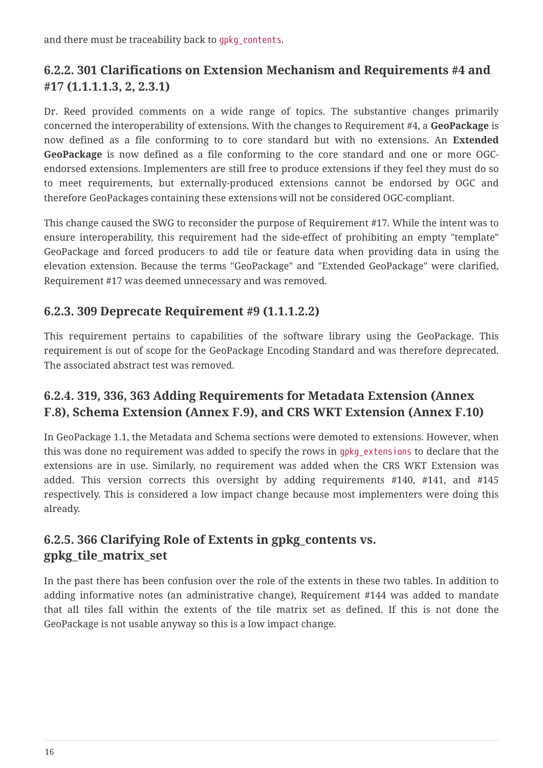and there must be traceability back to `gpkg_contents`.

### 6.2.2. 301 Clarifications on Extension Mechanism and Requirements #4 and #17 (1.1.1.1.3, 2, 2.3.1)

Dr. Reed provided comments on a wide range of topics. The substantive changes primarily concerned the interoperability of extensions. With the changes to Requirement #4, a **GeoPackage** is now defined as a file conforming to to core standard but with no extensions. An **Extended GeoPackage** is now defined as a file conforming to the core standard and one or more OGC-endorsed extensions. Implementers are still free to produce extensions if they feel they must do so to meet requirements, but externally-produced extensions cannot be endorsed by OGC and therefore GeoPackages containing these extensions will not be considered OGC-compliant.

This change caused the SWG to reconsider the purpose of Requirement #17. While the intent was to ensure interoperability, this requirement had the side-effect of prohibiting an empty "template" GeoPackage and forced producers to add tile or feature data when providing data in using the elevation extension. Because the terms "GeoPackage" and "Extended GeoPackage" were clarified, Requirement #17 was deemed unnecessary and was removed.

### 6.2.3. 309 Deprecate Requirement #9 (1.1.1.2.2)

This requirement pertains to capabilities of the software library using the GeoPackage. This requirement is out of scope for the GeoPackage Encoding Standard and was therefore deprecated. The associated abstract test was removed.

### 6.2.4. 319, 336, 363 Adding Requirements for Metadata Extension (Annex F.8), Schema Extension (Annex F.9), and CRS WKT Extension (Annex F.10)

In GeoPackage 1.1, the Metadata and Schema sections were demoted to extensions. However, when this was done no requirement was added to specify the rows in `gpkg_extensions` to declare that the extensions are in use. Similarly, no requirement was added when the CRS WKT Extension was added. This version corrects this oversight by adding requirements #140, #141, and #145 respectively. This is considered a low impact change because most implementers were doing this already.

### 6.2.5. 366 Clarifying Role of Extents in gpkg_contents vs. gpkg_tile_matrix_set

In the past there has been confusion over the role of the extents in these two tables. In addition to adding informative notes (an administrative change), Requirement #144 was added to mandate that all tiles fall within the extents of the tile matrix set as defined. If this is not done the GeoPackage is not usable anyway so this is a low impact change.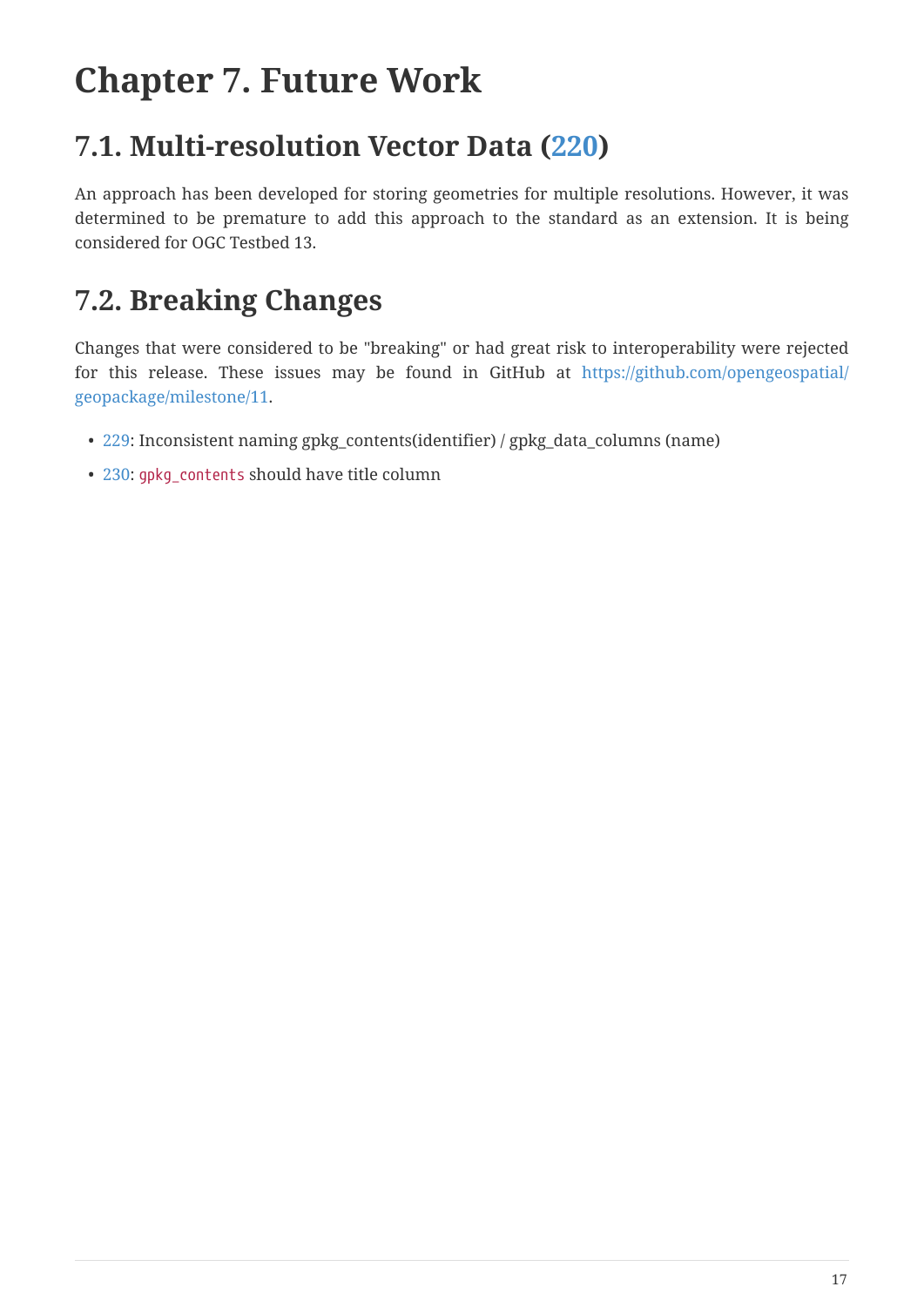# Chapter 7. Future Work

## 7.1. Multi-resolution Vector Data (220)

An approach has been developed for storing geometries for multiple resolutions. However, it was determined to be premature to add this approach to the standard as an extension. It is being considered for OGC Testbed 13.

## 7.2. Breaking Changes

Changes that were considered to be "breaking" or had great risk to interoperability were rejected for this release. These issues may be found in GitHub at https://github.com/opengeospatial/geopackage/milestone/11.

- 229: Inconsistent naming gpkg_contents(identifier) / gpkg_data_columns (name)
- 230: `gpkg_contents` should have title column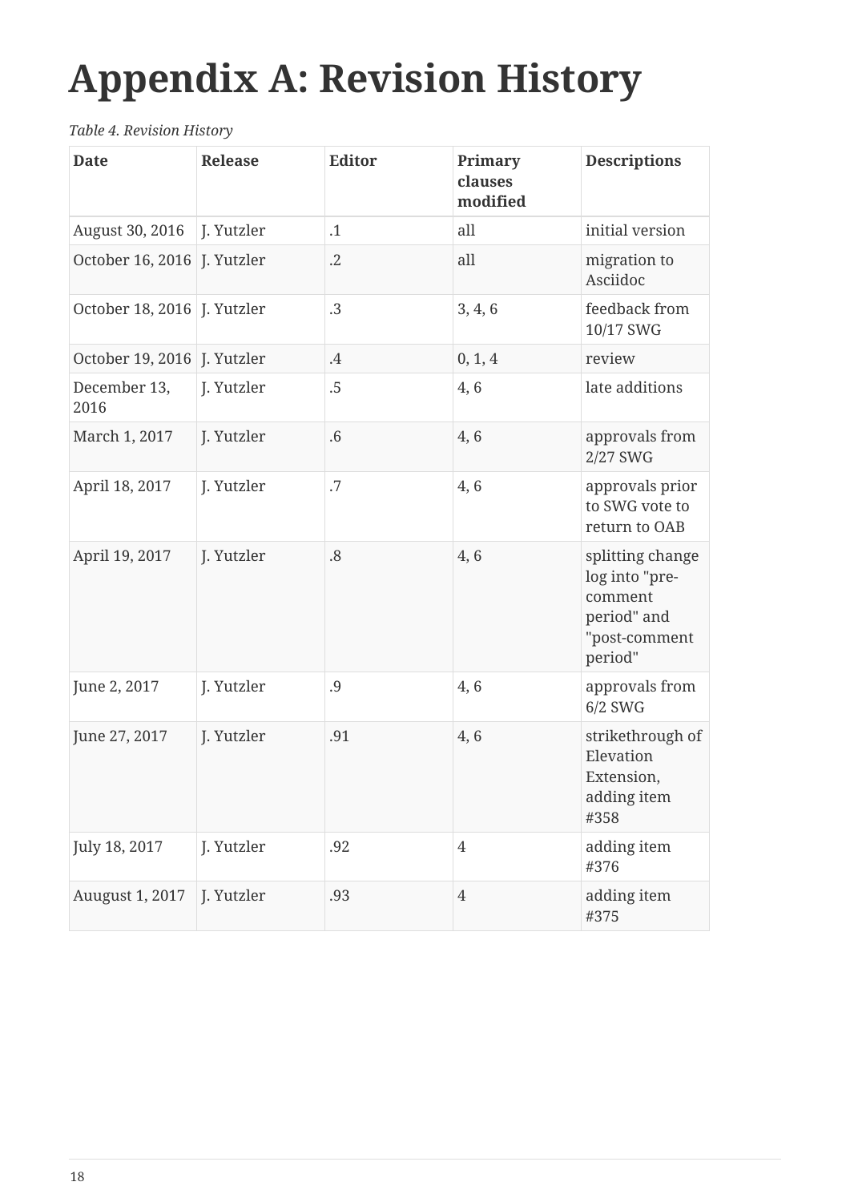# Appendix A: Revision History

*Table 4. Revision History*

| Date | Release | Editor | Primary clauses modified | Descriptions |
| --- | --- | --- | --- | --- |
| August 30, 2016 | J. Yutzler | .1 | all | initial version |
| October 16, 2016 | J. Yutzler | .2 | all | migration to Asciidoc |
| October 18, 2016 | J. Yutzler | .3 | 3, 4, 6 | feedback from 10/17 SWG |
| October 19, 2016 | J. Yutzler | .4 | 0, 1, 4 | review |
| December 13, 2016 | J. Yutzler | .5 | 4, 6 | late additions |
| March 1, 2017 | J. Yutzler | .6 | 4, 6 | approvals from 2/27 SWG |
| April 18, 2017 | J. Yutzler | .7 | 4, 6 | approvals prior to SWG vote to return to OAB |
| April 19, 2017 | J. Yutzler | .8 | 4, 6 | splitting change log into "pre-comment period" and "post-comment period" |
| June 2, 2017 | J. Yutzler | .9 | 4, 6 | approvals from 6/2 SWG |
| June 27, 2017 | J. Yutzler | .91 | 4, 6 | strikethrough of Elevation Extension, adding item #358 |
| July 18, 2017 | J. Yutzler | .92 | 4 | adding item #376 |
| Auugust 1, 2017 | J. Yutzler | .93 | 4 | adding item #375 |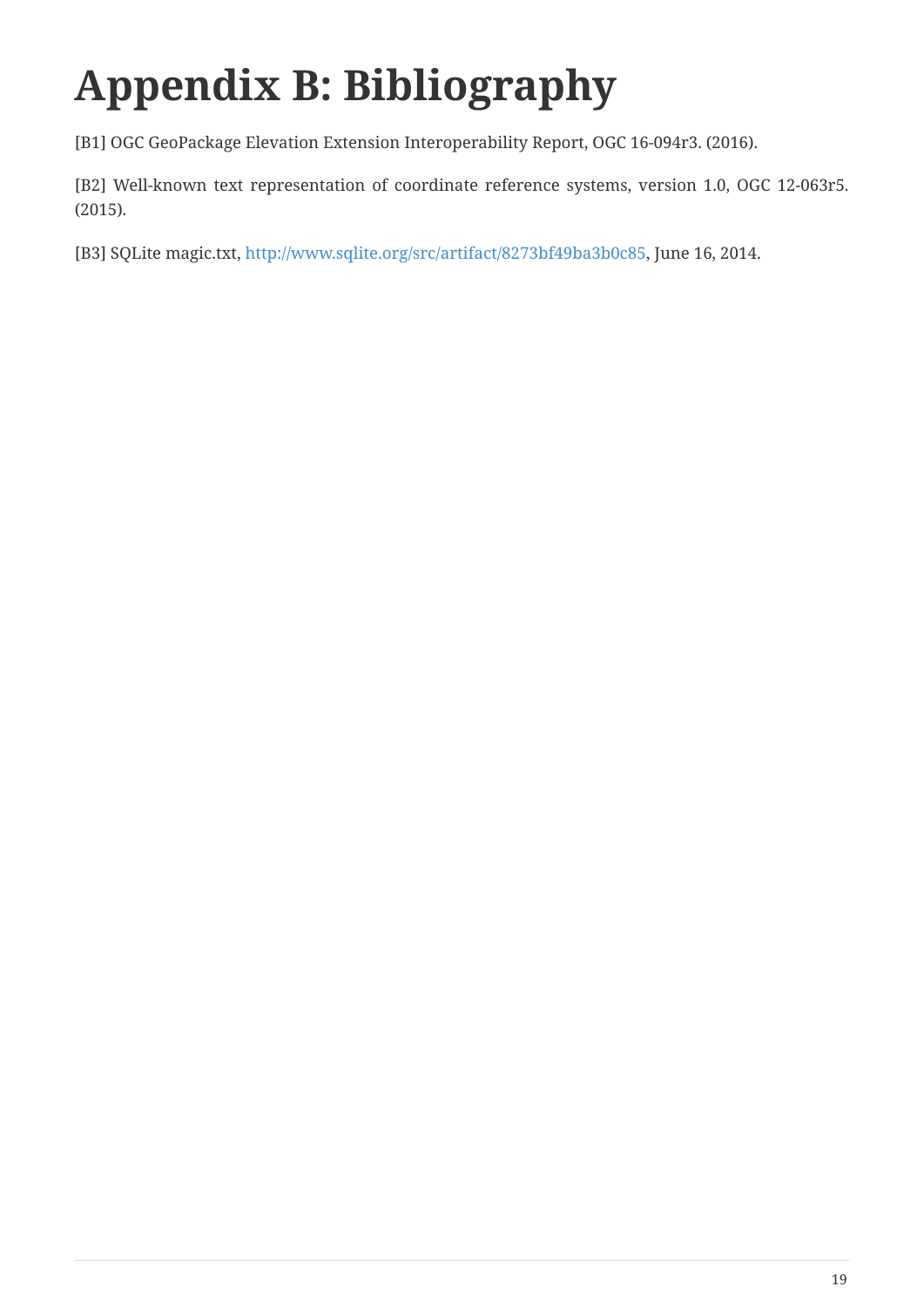# Appendix B: Bibliography

[B1] OGC GeoPackage Elevation Extension Interoperability Report, OGC 16-094r3. (2016).

[B2] Well-known text representation of coordinate reference systems, version 1.0, OGC 12-063r5. (2015).

[B3] SQLite magic.txt, http://www.sqlite.org/src/artifact/8273bf49ba3b0c85, June 16, 2014.